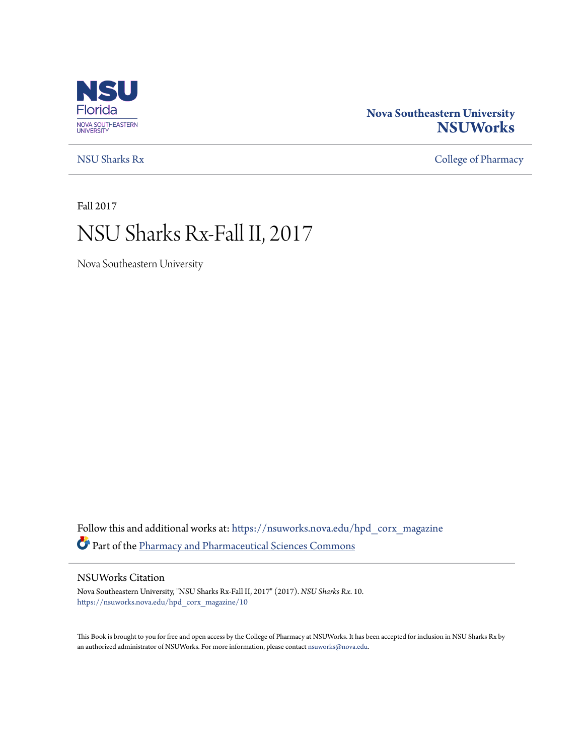NSU Florida
NOVA SOUTHEASTERN UNIVERSITY

**Nova Southeastern University**
**NSUWorks**

NSU Sharks Rx | College of Pharmacy

Fall 2017

# NSU Sharks Rx-Fall II, 2017

Nova Southeastern University

Follow this and additional works at: https://nsuworks.nova.edu/hpd_corx_magazine

Part of the Pharmacy and Pharmaceutical Sciences Commons

## NSUWorks Citation

Nova Southeastern University, "NSU Sharks Rx-Fall II, 2017" (2017). *NSU Sharks Rx*. 10.
https://nsuworks.nova.edu/hpd_corx_magazine/10

This Book is brought to you for free and open access by the College of Pharmacy at NSUWorks. It has been accepted for inclusion in NSU Sharks Rx by an authorized administrator of NSUWorks. For more information, please contact nsuworks@nova.edu.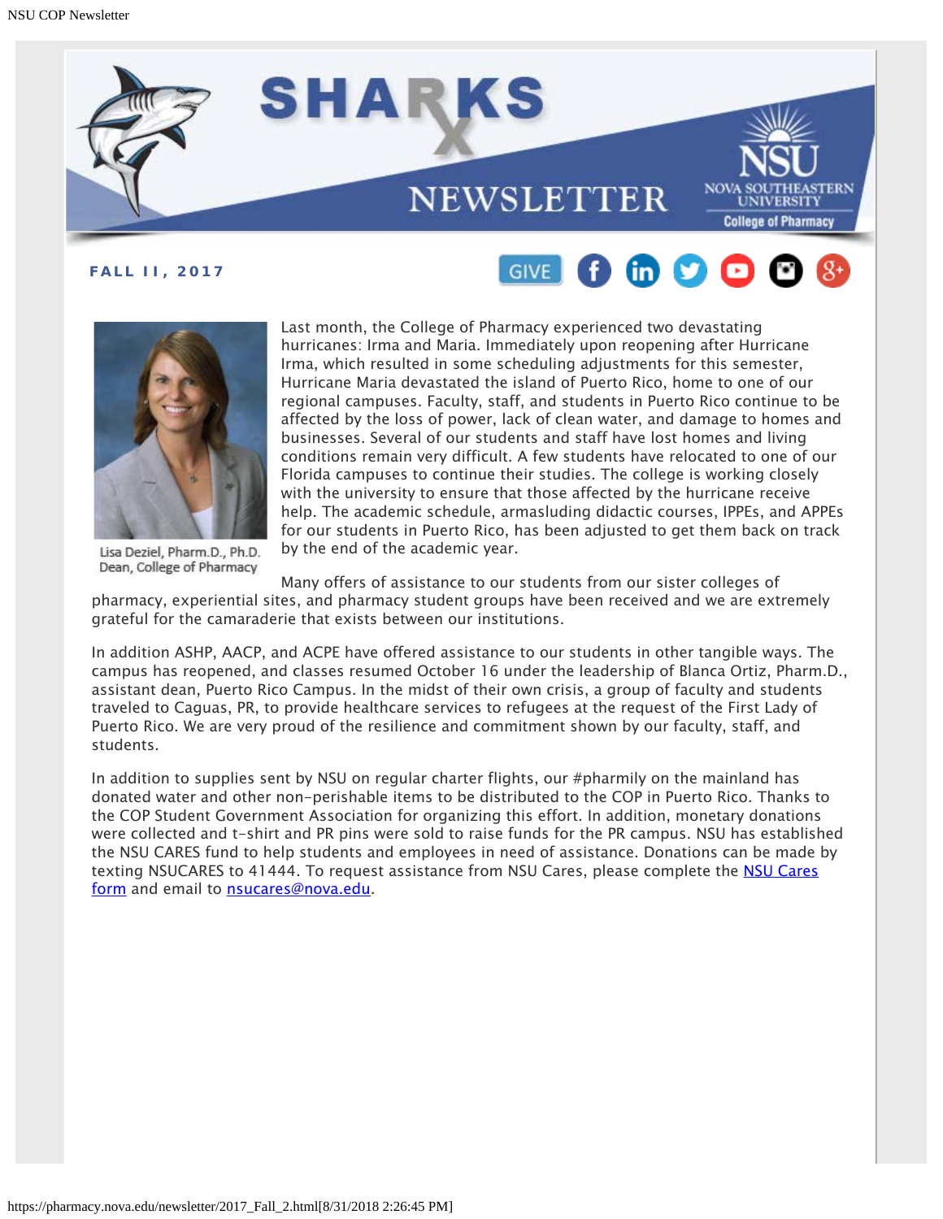# SHARKS Rx NEWSLETTER

**NSU Nova Southeastern University College of Pharmacy**

**FALL II, 2017**

GIVE

Lisa Deziel, Pharm.D., Ph.D.
Dean, College of Pharmacy

Last month, the College of Pharmacy experienced two devastating hurricanes: Irma and Maria. Immediately upon reopening after Hurricane Irma, which resulted in some scheduling adjustments for this semester, Hurricane Maria devastated the island of Puerto Rico, home to one of our regional campuses. Faculty, staff, and students in Puerto Rico continue to be affected by the loss of power, lack of clean water, and damage to homes and businesses. Several of our students and staff have lost homes and living conditions remain very difficult. A few students have relocated to one of our Florida campuses to continue their studies. The college is working closely with the university to ensure that those affected by the hurricane receive help. The academic schedule, armasluding didactic courses, IPPEs, and APPEs for our students in Puerto Rico, has been adjusted to get them back on track by the end of the academic year.

Many offers of assistance to our students from our sister colleges of pharmacy, experiential sites, and pharmacy student groups have been received and we are extremely grateful for the camaraderie that exists between our institutions.

In addition ASHP, AACP, and ACPE have offered assistance to our students in other tangible ways. The campus has reopened, and classes resumed October 16 under the leadership of Blanca Ortiz, Pharm.D., assistant dean, Puerto Rico Campus. In the midst of their own crisis, a group of faculty and students traveled to Caguas, PR, to provide healthcare services to refugees at the request of the First Lady of Puerto Rico. We are very proud of the resilience and commitment shown by our faculty, staff, and students.

In addition to supplies sent by NSU on regular charter flights, our #pharmily on the mainland has donated water and other non-perishable items to be distributed to the COP in Puerto Rico. Thanks to the COP Student Government Association for organizing this effort. In addition, monetary donations were collected and t-shirt and PR pins were sold to raise funds for the PR campus. NSU has established the NSU CARES fund to help students and employees in need of assistance. Donations can be made by texting NSUCARES to 41444. To request assistance from NSU Cares, please complete the NSU Cares form and email to nsucares@nova.edu.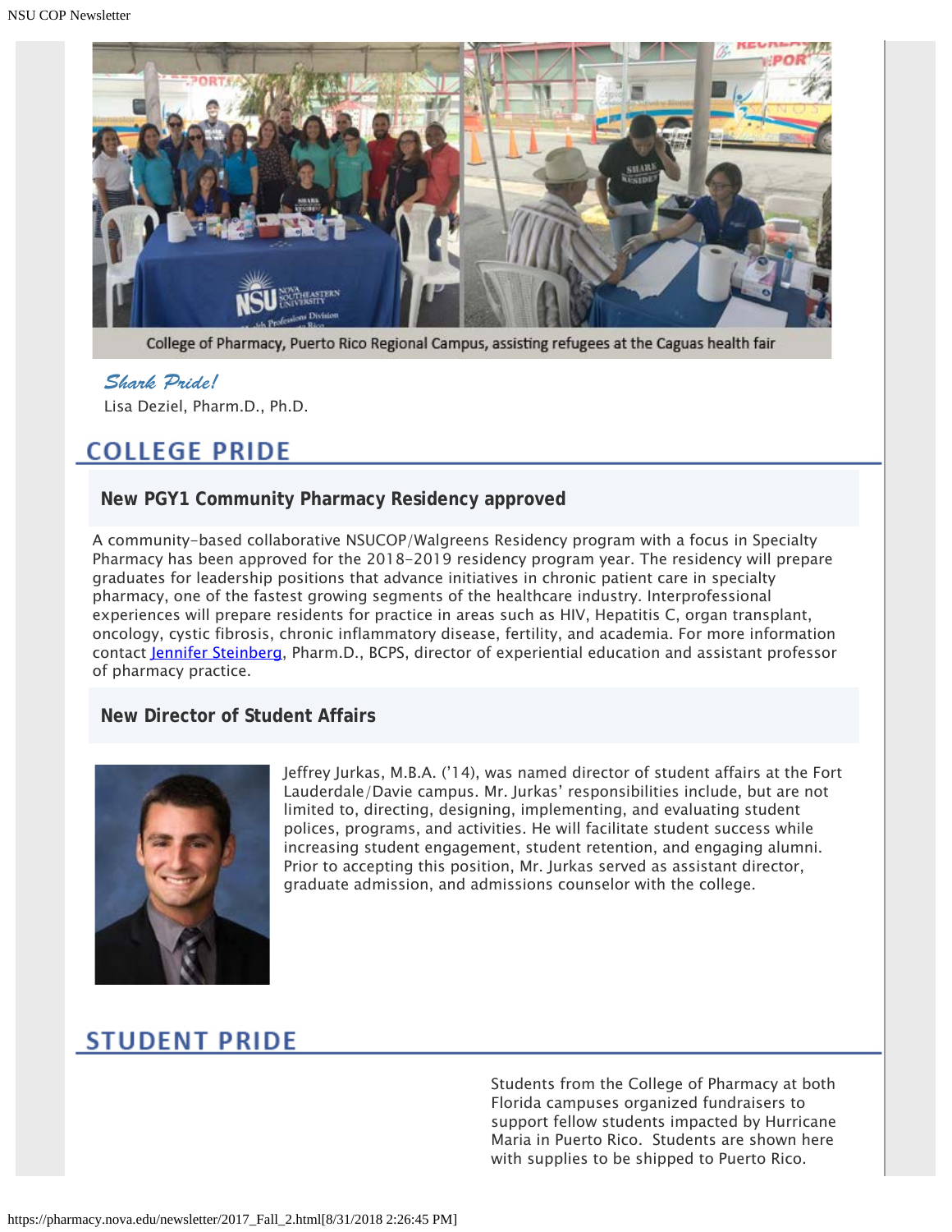College of Pharmacy, Puerto Rico Regional Campus, assisting refugees at the Caguas health fair

*Shark Pride!*
Lisa Deziel, Pharm.D., Ph.D.

## COLLEGE PRIDE

### New PGY1 Community Pharmacy Residency approved

A community-based collaborative NSUCOP/Walgreens Residency program with a focus in Specialty Pharmacy has been approved for the 2018-2019 residency program year. The residency will prepare graduates for leadership positions that advance initiatives in chronic patient care in specialty pharmacy, one of the fastest growing segments of the healthcare industry. Interprofessional experiences will prepare residents for practice in areas such as HIV, Hepatitis C, organ transplant, oncology, cystic fibrosis, chronic inflammatory disease, fertility, and academia. For more information contact Jennifer Steinberg, Pharm.D., BCPS, director of experiential education and assistant professor of pharmacy practice.

### New Director of Student Affairs

Jeffrey Jurkas, M.B.A. ('14), was named director of student affairs at the Fort Lauderdale/Davie campus. Mr. Jurkas' responsibilities include, but are not limited to, directing, designing, implementing, and evaluating student polices, programs, and activities. He will facilitate student success while increasing student engagement, student retention, and engaging alumni. Prior to accepting this position, Mr. Jurkas served as assistant director, graduate admission, and admissions counselor with the college.

## STUDENT PRIDE

Students from the College of Pharmacy at both Florida campuses organized fundraisers to support fellow students impacted by Hurricane Maria in Puerto Rico. Students are shown here with supplies to be shipped to Puerto Rico.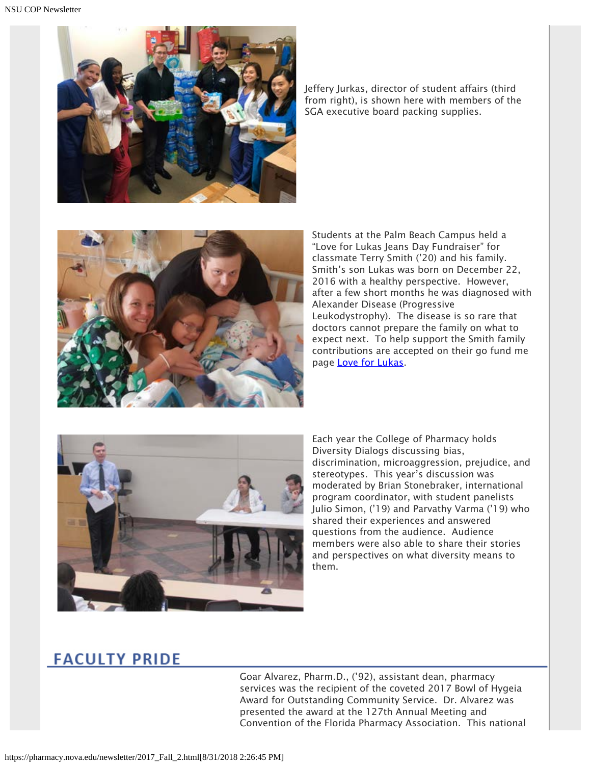Jeffery Jurkas, director of student affairs (third from right), is shown here with members of the SGA executive board packing supplies.

Students at the Palm Beach Campus held a “Love for Lukas Jeans Day Fundraiser” for classmate Terry Smith (’20) and his family. Smith’s son Lukas was born on December 22, 2016 with a healthy perspective. However, after a few short months he was diagnosed with Alexander Disease (Progressive Leukodystrophy). The disease is so rare that doctors cannot prepare the family on what to expect next. To help support the Smith family contributions are accepted on their go fund me page [Love for Lukas](Love for Lukas).

Each year the College of Pharmacy holds Diversity Dialogs discussing bias, discrimination, microaggression, prejudice, and stereotypes. This year’s discussion was moderated by Brian Stonebraker, international program coordinator, with student panelists Julio Simon, (’19) and Parvathy Varma (’19) who shared their experiences and answered questions from the audience. Audience members were also able to share their stories and perspectives on what diversity means to them.

## FACULTY PRIDE

Goar Alvarez, Pharm.D., (’92), assistant dean, pharmacy services was the recipient of the coveted 2017 Bowl of Hygeia Award for Outstanding Community Service. Dr. Alvarez was presented the award at the 127th Annual Meeting and Convention of the Florida Pharmacy Association. This national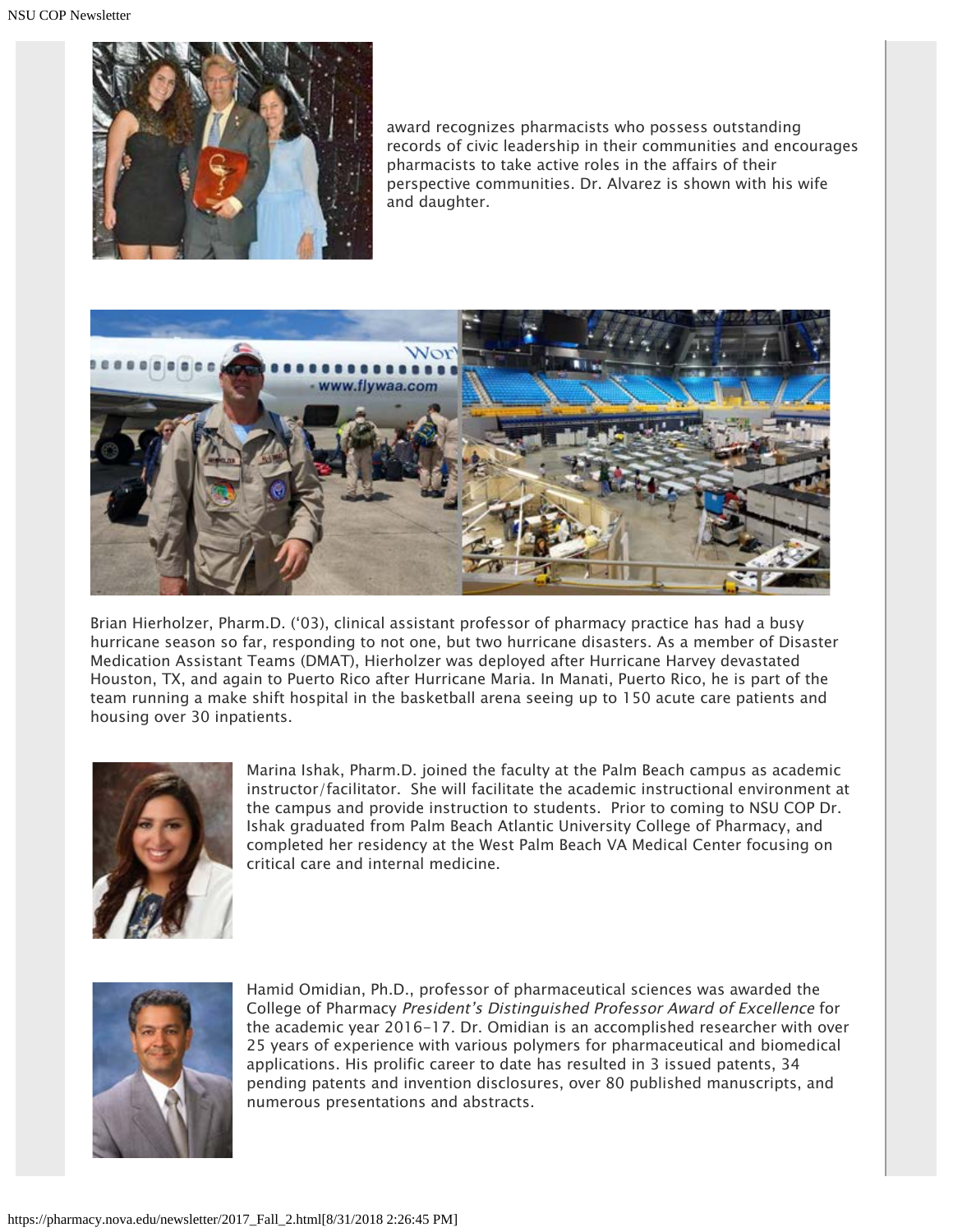award recognizes pharmacists who possess outstanding records of civic leadership in their communities and encourages pharmacists to take active roles in the affairs of their perspective communities. Dr. Alvarez is shown with his wife and daughter.

Brian Hierholzer, Pharm.D. ('03), clinical assistant professor of pharmacy practice has had a busy hurricane season so far, responding to not one, but two hurricane disasters. As a member of Disaster Medication Assistant Teams (DMAT), Hierholzer was deployed after Hurricane Harvey devastated Houston, TX, and again to Puerto Rico after Hurricane Maria. In Manati, Puerto Rico, he is part of the team running a make shift hospital in the basketball arena seeing up to 150 acute care patients and housing over 30 inpatients.

Marina Ishak, Pharm.D. joined the faculty at the Palm Beach campus as academic instructor/facilitator. She will facilitate the academic instructional environment at the campus and provide instruction to students. Prior to coming to NSU COP Dr. Ishak graduated from Palm Beach Atlantic University College of Pharmacy, and completed her residency at the West Palm Beach VA Medical Center focusing on critical care and internal medicine.

Hamid Omidian, Ph.D., professor of pharmaceutical sciences was awarded the College of Pharmacy *President's Distinguished Professor Award of Excellence* for the academic year 2016-17. Dr. Omidian is an accomplished researcher with over 25 years of experience with various polymers for pharmaceutical and biomedical applications. His prolific career to date has resulted in 3 issued patents, 34 pending patents and invention disclosures, over 80 published manuscripts, and numerous presentations and abstracts.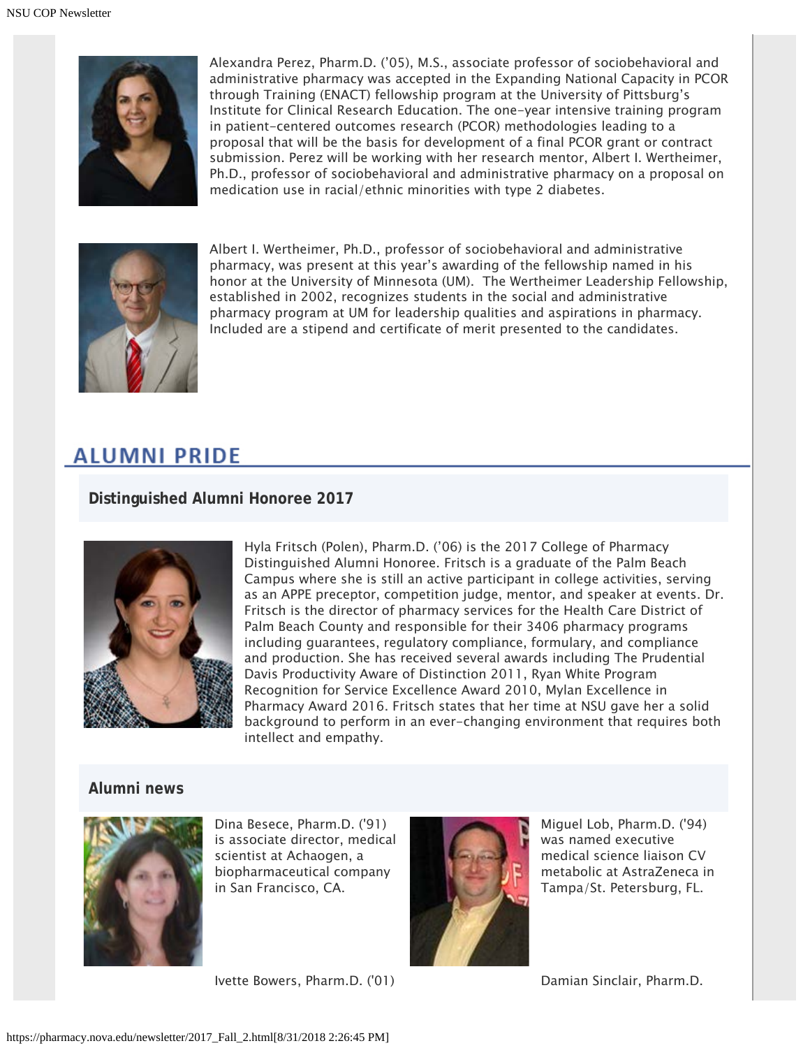Alexandra Perez, Pharm.D. ('05), M.S., associate professor of sociobehavioral and administrative pharmacy was accepted in the Expanding National Capacity in PCOR through Training (ENACT) fellowship program at the University of Pittsburg's Institute for Clinical Research Education. The one-year intensive training program in patient-centered outcomes research (PCOR) methodologies leading to a proposal that will be the basis for development of a final PCOR grant or contract submission. Perez will be working with her research mentor, Albert I. Wertheimer, Ph.D., professor of sociobehavioral and administrative pharmacy on a proposal on medication use in racial/ethnic minorities with type 2 diabetes.

Albert I. Wertheimer, Ph.D., professor of sociobehavioral and administrative pharmacy, was present at this year's awarding of the fellowship named in his honor at the University of Minnesota (UM). The Wertheimer Leadership Fellowship, established in 2002, recognizes students in the social and administrative pharmacy program at UM for leadership qualities and aspirations in pharmacy. Included are a stipend and certificate of merit presented to the candidates.

# ALUMNI PRIDE

## Distinguished Alumni Honoree 2017

Hyla Fritsch (Polen), Pharm.D. ('06) is the 2017 College of Pharmacy Distinguished Alumni Honoree. Fritsch is a graduate of the Palm Beach Campus where she is still an active participant in college activities, serving as an APPE preceptor, competition judge, mentor, and speaker at events. Dr. Fritsch is the director of pharmacy services for the Health Care District of Palm Beach County and responsible for their 3406 pharmacy programs including guarantees, regulatory compliance, formulary, and compliance and production. She has received several awards including The Prudential Davis Productivity Aware of Distinction 2011, Ryan White Program Recognition for Service Excellence Award 2010, Mylan Excellence in Pharmacy Award 2016. Fritsch states that her time at NSU gave her a solid background to perform in an ever-changing environment that requires both intellect and empathy.

## Alumni news

Dina Besece, Pharm.D. ('91) is associate director, medical scientist at Achaogen, a biopharmaceutical company in San Francisco, CA.

Miguel Lob, Pharm.D. ('94) was named executive medical science liaison CV metabolic at AstraZeneca in Tampa/St. Petersburg, FL.

Ivette Bowers, Pharm.D. ('01)

Damian Sinclair, Pharm.D.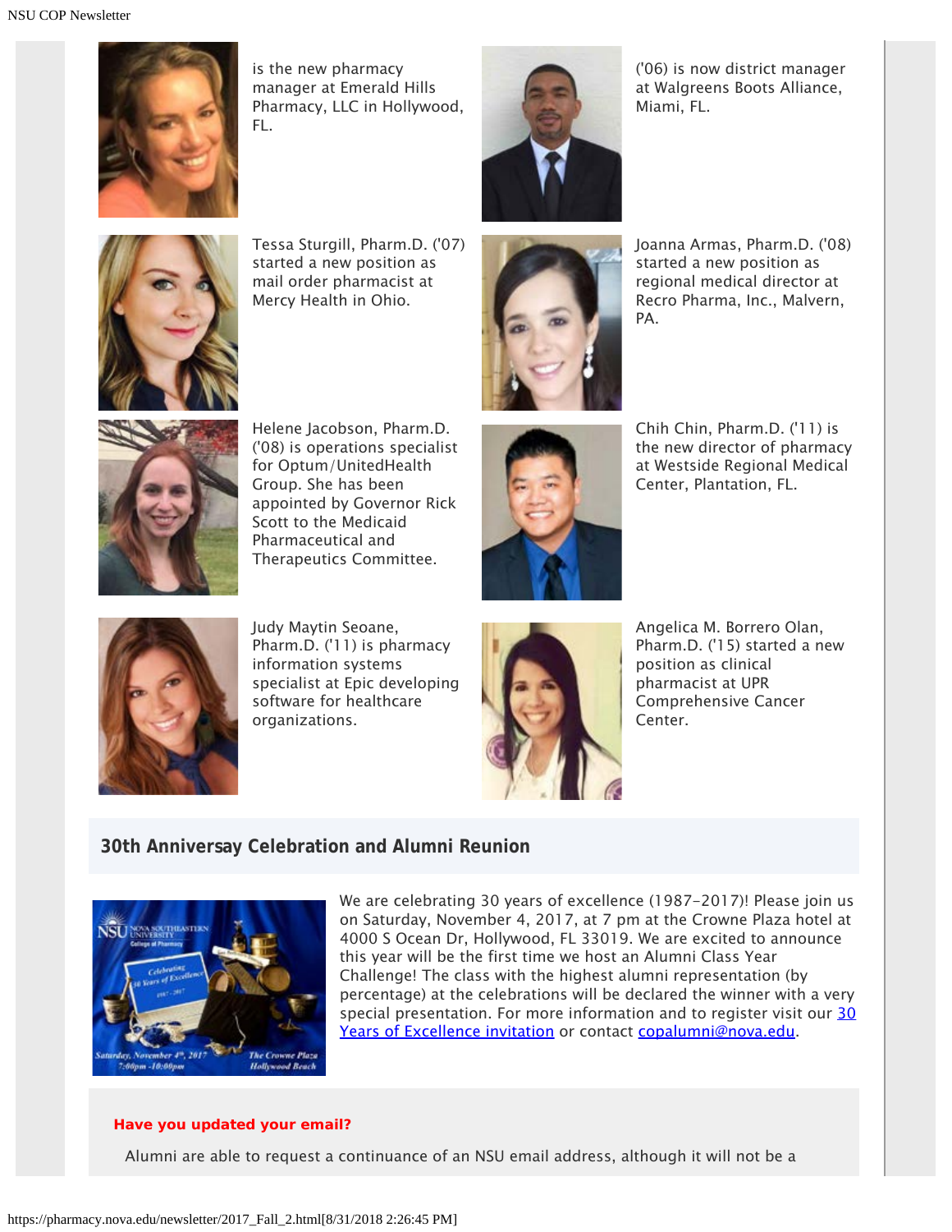is the new pharmacy manager at Emerald Hills Pharmacy, LLC in Hollywood, FL.

('06) is now district manager at Walgreens Boots Alliance, Miami, FL.

Tessa Sturgill, Pharm.D. ('07) started a new position as mail order pharmacist at Mercy Health in Ohio.

Joanna Armas, Pharm.D. ('08) started a new position as regional medical director at Recro Pharma, Inc., Malvern, PA.

Helene Jacobson, Pharm.D. ('08) is operations specialist for Optum/UnitedHealth Group. She has been appointed by Governor Rick Scott to the Medicaid Pharmaceutical and Therapeutics Committee.

Chih Chin, Pharm.D. ('11) is the new director of pharmacy at Westside Regional Medical Center, Plantation, FL.

Judy Maytin Seoane, Pharm.D. ('11) is pharmacy information systems specialist at Epic developing software for healthcare organizations.

Angelica M. Borrero Olan, Pharm.D. ('15) started a new position as clinical pharmacist at UPR Comprehensive Cancer Center.

## 30th Anniversay Celebration and Alumni Reunion

We are celebrating 30 years of excellence (1987-2017)! Please join us on Saturday, November 4, 2017, at 7 pm at the Crowne Plaza hotel at 4000 S Ocean Dr, Hollywood, FL 33019. We are excited to announce this year will be the first time we host an Alumni Class Year Challenge! The class with the highest alumni representation (by percentage) at the celebrations will be declared the winner with a very special presentation. For more information and to register visit our 30 Years of Excellence invitation or contact copalumni@nova.edu.

**Have you updated your email?**

Alumni are able to request a continuance of an NSU email address, although it will not be a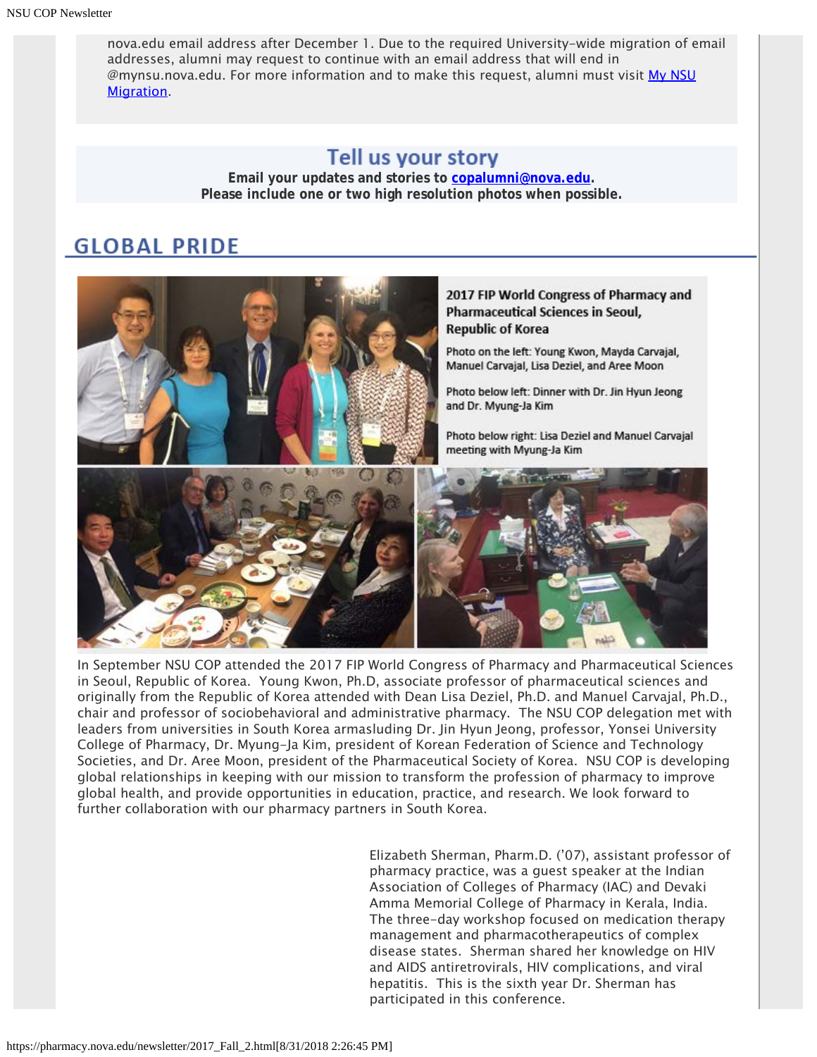nova.edu email address after December 1. Due to the required University-wide migration of email addresses, alumni may request to continue with an email address that will end in @mynsu.nova.edu. For more information and to make this request, alumni must visit [My NSU Migration](https://pharmacy.nova.edu/newsletter/2017_Fall_2.html).

## Tell us your story

**Email your updates and stories to [copalumni@nova.edu](mailto:copalumni@nova.edu).**
**Please include one or two high resolution photos when possible.**

# GLOBAL PRIDE

**2017 FIP World Congress of Pharmacy and Pharmaceutical Sciences in Seoul, Republic of Korea**

Photo on the left: Young Kwon, Mayda Carvajal, Manuel Carvajal, Lisa Deziel, and Aree Moon

Photo below left: Dinner with Dr. Jin Hyun Jeong and Dr. Myung-Ja Kim

Photo below right: Lisa Deziel and Manuel Carvajal meeting with Myung-Ja Kim

In September NSU COP attended the 2017 FIP World Congress of Pharmacy and Pharmaceutical Sciences in Seoul, Republic of Korea. Young Kwon, Ph.D, associate professor of pharmaceutical sciences and originally from the Republic of Korea attended with Dean Lisa Deziel, Ph.D. and Manuel Carvajal, Ph.D., chair and professor of sociobehavioral and administrative pharmacy. The NSU COP delegation met with leaders from universities in South Korea armasluding Dr. Jin Hyun Jeong, professor, Yonsei University College of Pharmacy, Dr. Myung-Ja Kim, president of Korean Federation of Science and Technology Societies, and Dr. Aree Moon, president of the Pharmaceutical Society of Korea. NSU COP is developing global relationships in keeping with our mission to transform the profession of pharmacy to improve global health, and provide opportunities in education, practice, and research. We look forward to further collaboration with our pharmacy partners in South Korea.

Elizabeth Sherman, Pharm.D. ('07), assistant professor of pharmacy practice, was a guest speaker at the Indian Association of Colleges of Pharmacy (IAC) and Devaki Amma Memorial College of Pharmacy in Kerala, India. The three-day workshop focused on medication therapy management and pharmacotherapeutics of complex disease states. Sherman shared her knowledge on HIV and AIDS antiretrovirals, HIV complications, and viral hepatitis. This is the sixth year Dr. Sherman has participated in this conference.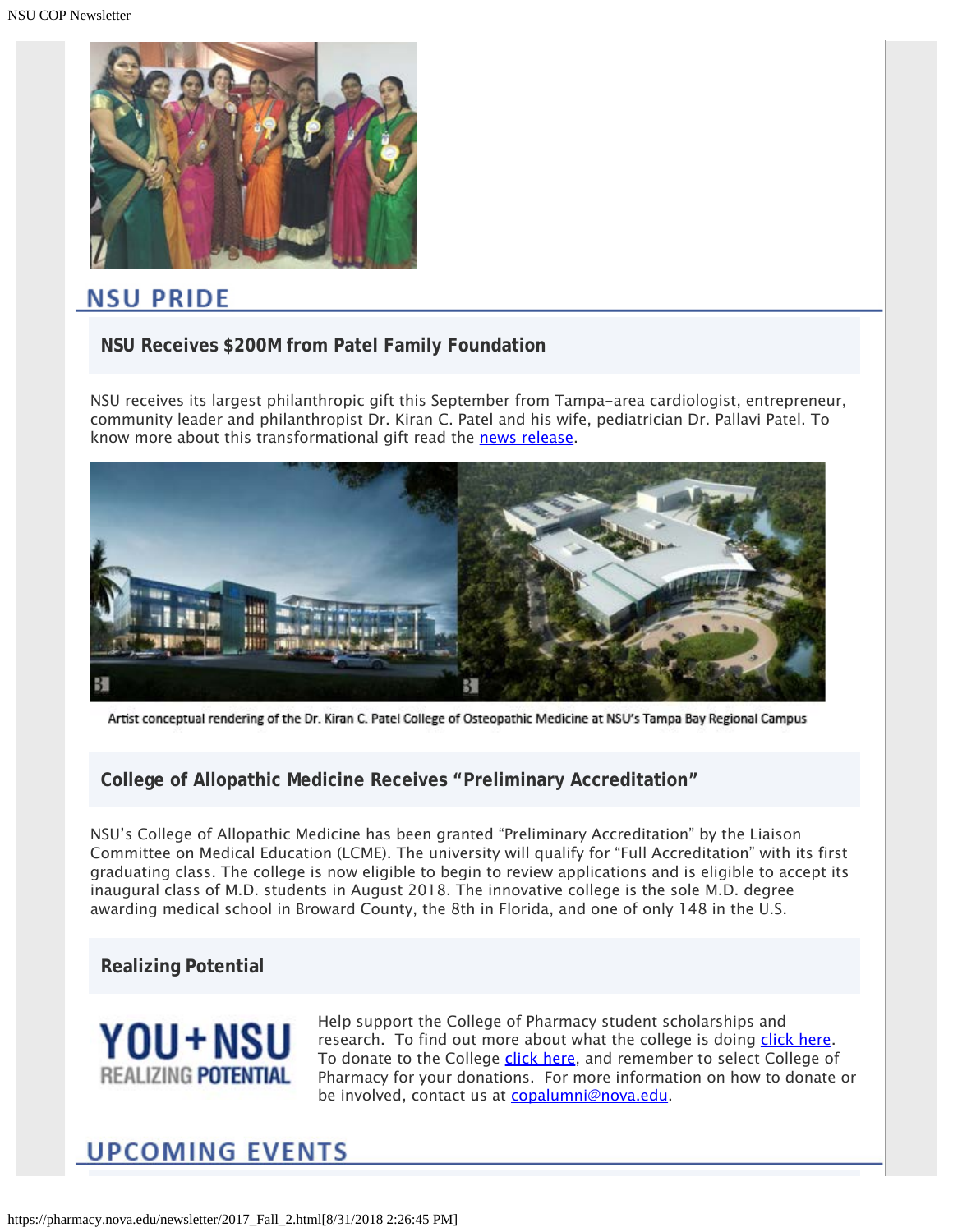## NSU PRIDE

### NSU Receives $200M from Patel Family Foundation

NSU receives its largest philanthropic gift this September from Tampa-area cardiologist, entrepreneur, community leader and philanthropist Dr. Kiran C. Patel and his wife, pediatrician Dr. Pallavi Patel. To know more about this transformational gift read the news release.

Artist conceptual rendering of the Dr. Kiran C. Patel College of Osteopathic Medicine at NSU's Tampa Bay Regional Campus

### College of Allopathic Medicine Receives "Preliminary Accreditation"

NSU's College of Allopathic Medicine has been granted "Preliminary Accreditation" by the Liaison Committee on Medical Education (LCME). The university will qualify for "Full Accreditation" with its first graduating class. The college is now eligible to begin to review applications and is eligible to accept its inaugural class of M.D. students in August 2018. The innovative college is the sole M.D. degree awarding medical school in Broward County, the 8th in Florida, and one of only 148 in the U.S.

### Realizing Potential

YOU+NSU REALIZING POTENTIAL

Help support the College of Pharmacy student scholarships and research. To find out more about what the college is doing click here. To donate to the College click here, and remember to select College of Pharmacy for your donations. For more information on how to donate or be involved, contact us at copalumni@nova.edu.

## UPCOMING EVENTS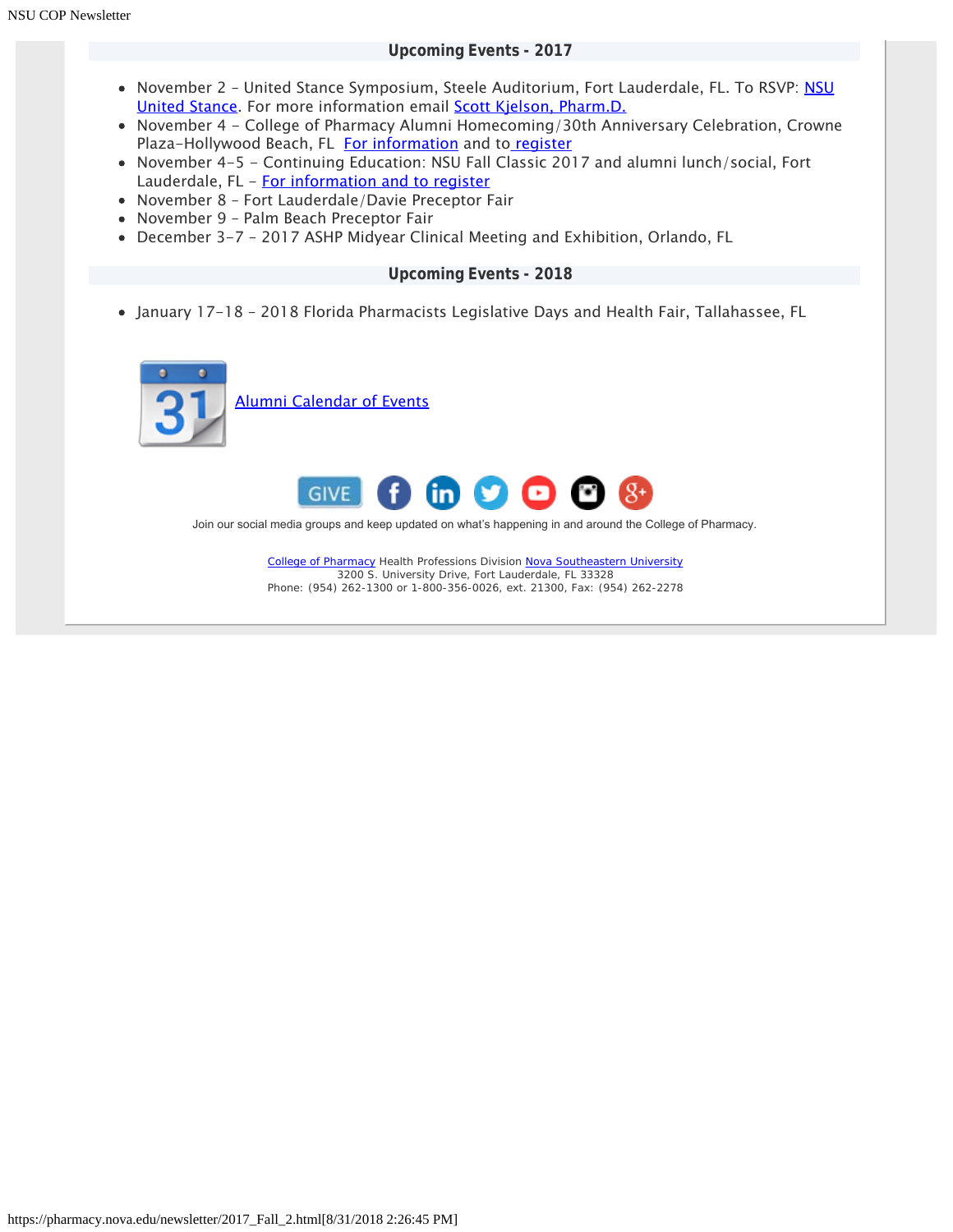## Upcoming Events - 2017

- November 2 – United Stance Symposium, Steele Auditorium, Fort Lauderdale, FL. To RSVP: NSU United Stance. For more information email Scott Kjelson, Pharm.D.
- November 4 – College of Pharmacy Alumni Homecoming/30th Anniversary Celebration, Crowne Plaza–Hollywood Beach, FL For information and to register
- November 4-5 – Continuing Education: NSU Fall Classic 2017 and alumni lunch/social, Fort Lauderdale, FL – For information and to register
- November 8 – Fort Lauderdale/Davie Preceptor Fair
- November 9 – Palm Beach Preceptor Fair
- December 3-7 – 2017 ASHP Midyear Clinical Meeting and Exhibition, Orlando, FL

## Upcoming Events - 2018

- January 17-18 – 2018 Florida Pharmacists Legislative Days and Health Fair, Tallahassee, FL

Alumni Calendar of Events

GIVE

Join our social media groups and keep updated on what's happening in and around the College of Pharmacy.

College of Pharmacy Health Professions Division Nova Southeastern University
3200 S. University Drive, Fort Lauderdale, FL 33328
Phone: (954) 262-1300 or 1-800-356-0026, ext. 21300, Fax: (954) 262-2278